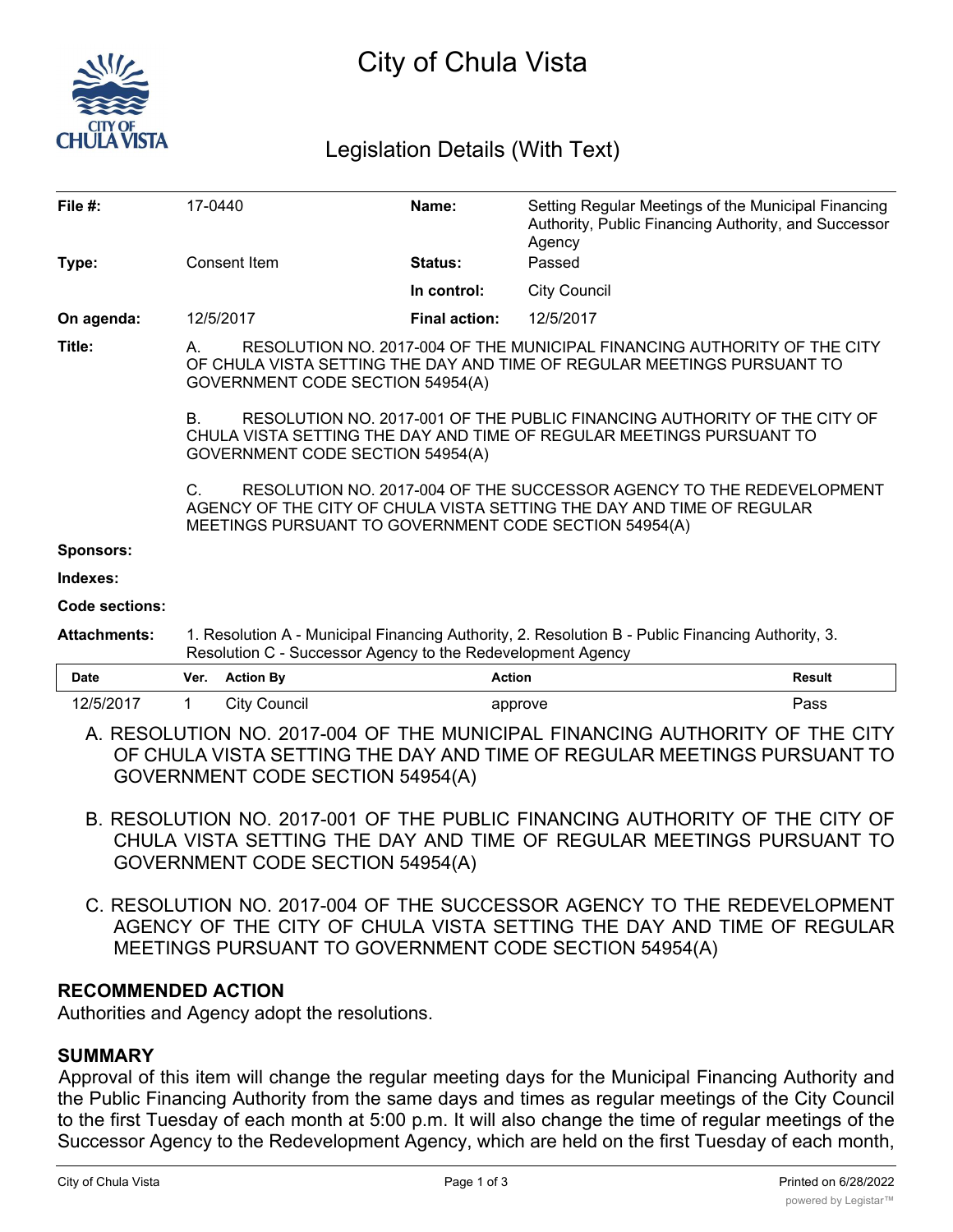# City of Chula Vista

## Legislation Details (With Text)

| | | | |
|---|---|---|---|
| **File #:** | 17-0440 | **Name:** | Setting Regular Meetings of the Municipal Financing Authority, Public Financing Authority, and Successor Agency |
| **Type:** | Consent Item | **Status:** | Passed |
| | | **In control:** | City Council |
| **On agenda:** | 12/5/2017 | **Final action:** | 12/5/2017 |

**Title:** A. RESOLUTION NO. 2017-004 OF THE MUNICIPAL FINANCING AUTHORITY OF THE CITY OF CHULA VISTA SETTING THE DAY AND TIME OF REGULAR MEETINGS PURSUANT TO GOVERNMENT CODE SECTION 54954(A)

B. RESOLUTION NO. 2017-001 OF THE PUBLIC FINANCING AUTHORITY OF THE CITY OF CHULA VISTA SETTING THE DAY AND TIME OF REGULAR MEETINGS PURSUANT TO GOVERNMENT CODE SECTION 54954(A)

C. RESOLUTION NO. 2017-004 OF THE SUCCESSOR AGENCY TO THE REDEVELOPMENT AGENCY OF THE CITY OF CHULA VISTA SETTING THE DAY AND TIME OF REGULAR MEETINGS PURSUANT TO GOVERNMENT CODE SECTION 54954(A)

**Sponsors:**

**Indexes:**

**Code sections:**

**Attachments:** 1. Resolution A - Municipal Financing Authority, 2. Resolution B - Public Financing Authority, 3. Resolution C - Successor Agency to the Redevelopment Agency

| Date | Ver. | Action By | Action | Result |
|---|---|---|---|---|
| 12/5/2017 | 1 | City Council | approve | Pass |

A. RESOLUTION NO. 2017-004 OF THE MUNICIPAL FINANCING AUTHORITY OF THE CITY OF CHULA VISTA SETTING THE DAY AND TIME OF REGULAR MEETINGS PURSUANT TO GOVERNMENT CODE SECTION 54954(A)

B. RESOLUTION NO. 2017-001 OF THE PUBLIC FINANCING AUTHORITY OF THE CITY OF CHULA VISTA SETTING THE DAY AND TIME OF REGULAR MEETINGS PURSUANT TO GOVERNMENT CODE SECTION 54954(A)

C. RESOLUTION NO. 2017-004 OF THE SUCCESSOR AGENCY TO THE REDEVELOPMENT AGENCY OF THE CITY OF CHULA VISTA SETTING THE DAY AND TIME OF REGULAR MEETINGS PURSUANT TO GOVERNMENT CODE SECTION 54954(A)

### RECOMMENDED ACTION

Authorities and Agency adopt the resolutions.

### SUMMARY

Approval of this item will change the regular meeting days for the Municipal Financing Authority and the Public Financing Authority from the same days and times as regular meetings of the City Council to the first Tuesday of each month at 5:00 p.m. It will also change the time of regular meetings of the Successor Agency to the Redevelopment Agency, which are held on the first Tuesday of each month,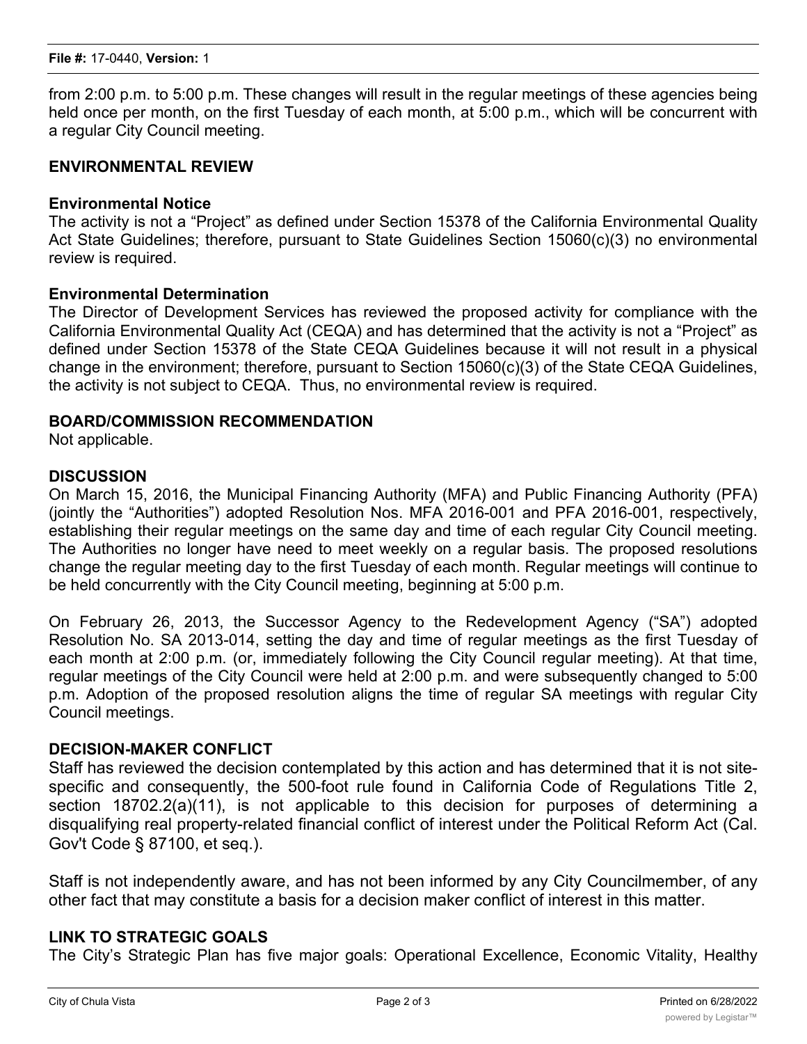from 2:00 p.m. to 5:00 p.m. These changes will result in the regular meetings of these agencies being held once per month, on the first Tuesday of each month, at 5:00 p.m., which will be concurrent with a regular City Council meeting.

## ENVIRONMENTAL REVIEW

### Environmental Notice

The activity is not a "Project" as defined under Section 15378 of the California Environmental Quality Act State Guidelines; therefore, pursuant to State Guidelines Section 15060(c)(3) no environmental review is required.

### Environmental Determination

The Director of Development Services has reviewed the proposed activity for compliance with the California Environmental Quality Act (CEQA) and has determined that the activity is not a "Project" as defined under Section 15378 of the State CEQA Guidelines because it will not result in a physical change in the environment; therefore, pursuant to Section 15060(c)(3) of the State CEQA Guidelines, the activity is not subject to CEQA. Thus, no environmental review is required.

## BOARD/COMMISSION RECOMMENDATION

Not applicable.

## DISCUSSION

On March 15, 2016, the Municipal Financing Authority (MFA) and Public Financing Authority (PFA) (jointly the "Authorities") adopted Resolution Nos. MFA 2016-001 and PFA 2016-001, respectively, establishing their regular meetings on the same day and time of each regular City Council meeting. The Authorities no longer have need to meet weekly on a regular basis. The proposed resolutions change the regular meeting day to the first Tuesday of each month. Regular meetings will continue to be held concurrently with the City Council meeting, beginning at 5:00 p.m.

On February 26, 2013, the Successor Agency to the Redevelopment Agency ("SA") adopted Resolution No. SA 2013-014, setting the day and time of regular meetings as the first Tuesday of each month at 2:00 p.m. (or, immediately following the City Council regular meeting). At that time, regular meetings of the City Council were held at 2:00 p.m. and were subsequently changed to 5:00 p.m. Adoption of the proposed resolution aligns the time of regular SA meetings with regular City Council meetings.

## DECISION-MAKER CONFLICT

Staff has reviewed the decision contemplated by this action and has determined that it is not site-specific and consequently, the 500-foot rule found in California Code of Regulations Title 2, section 18702.2(a)(11), is not applicable to this decision for purposes of determining a disqualifying real property-related financial conflict of interest under the Political Reform Act (Cal. Gov't Code § 87100, et seq.).

Staff is not independently aware, and has not been informed by any City Councilmember, of any other fact that may constitute a basis for a decision maker conflict of interest in this matter.

## LINK TO STRATEGIC GOALS

The City's Strategic Plan has five major goals: Operational Excellence, Economic Vitality, Healthy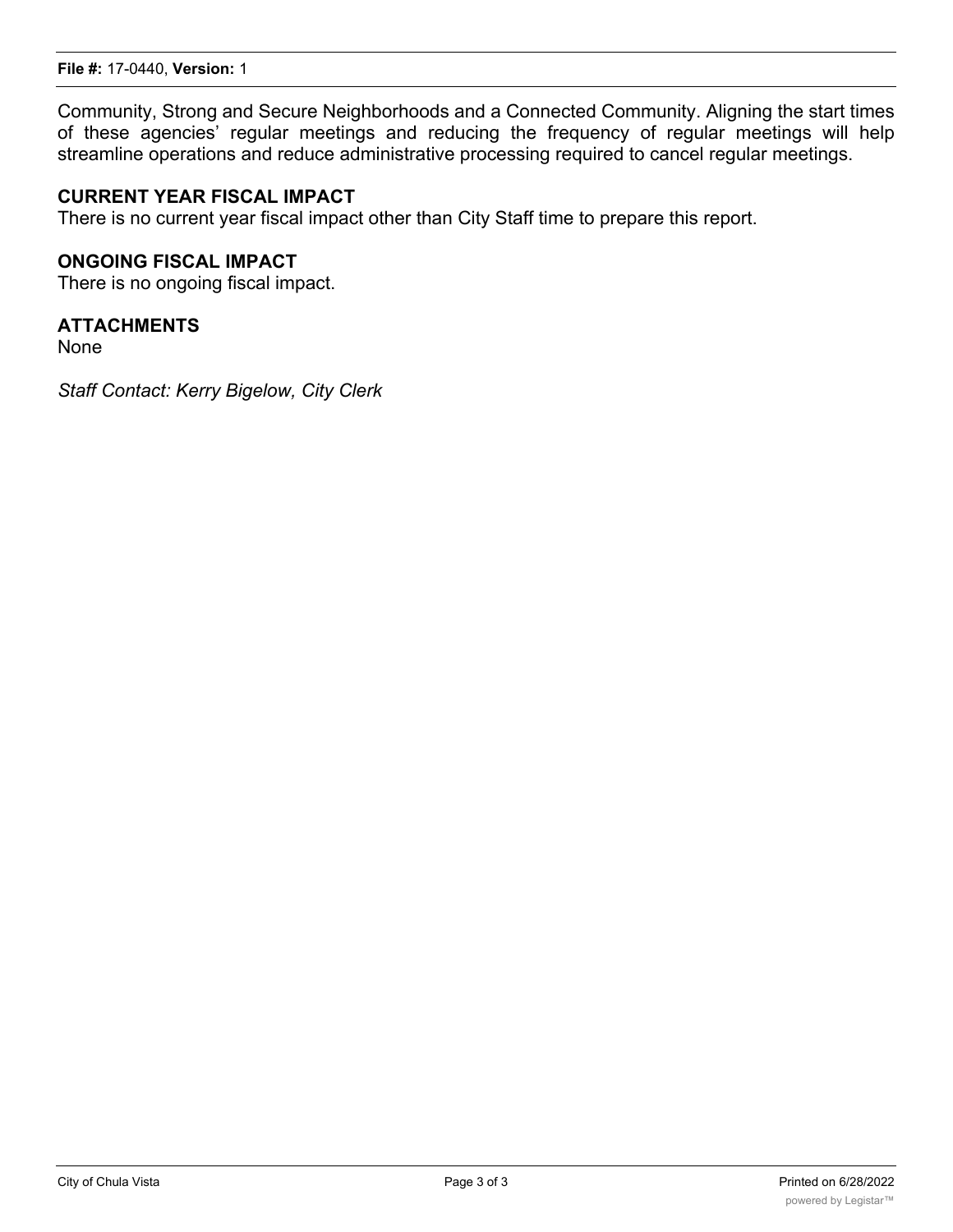Community, Strong and Secure Neighborhoods and a Connected Community. Aligning the start times of these agencies' regular meetings and reducing the frequency of regular meetings will help streamline operations and reduce administrative processing required to cancel regular meetings.

## CURRENT YEAR FISCAL IMPACT

There is no current year fiscal impact other than City Staff time to prepare this report.

## ONGOING FISCAL IMPACT

There is no ongoing fiscal impact.

## ATTACHMENTS

None

*Staff Contact: Kerry Bigelow, City Clerk*